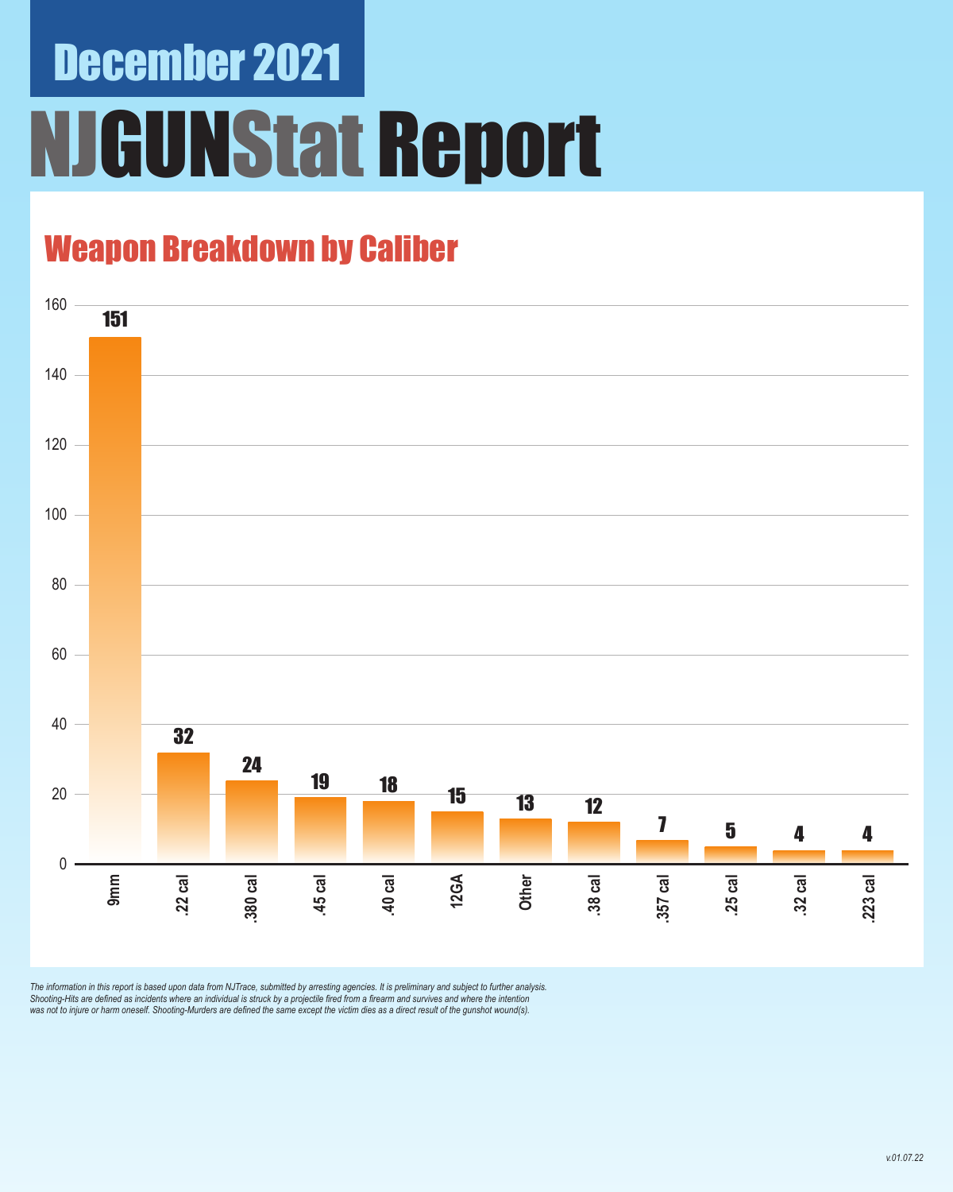## December 2021

# NJGUNStat Report

## Weapon Breakdown by Caliber

| Caliber | Count |
|---|---|
| 9mm | 151 |
| .22 cal | 32 |
| .380 cal | 24 |
| .45 cal | 19 |
| .40 cal | 18 |
| 12GA | 15 |
| Other | 13 |
| .38 cal | 12 |
| .357 cal | 7 |
| .25 cal | 5 |
| .32 cal | 4 |
| .223 cal | 4 |

*The information in this report is based upon data from NJTrace, submitted by arresting agencies. It is preliminary and subject to further analysis. Shooting-Hits are defined as incidents where an individual is struck by a projectile fired from a firearm and survives and where the intention was not to injure or harm oneself. Shooting-Murders are defined the same except the victim dies as a direct result of the gunshot wound(s).*

*v.01.07.22*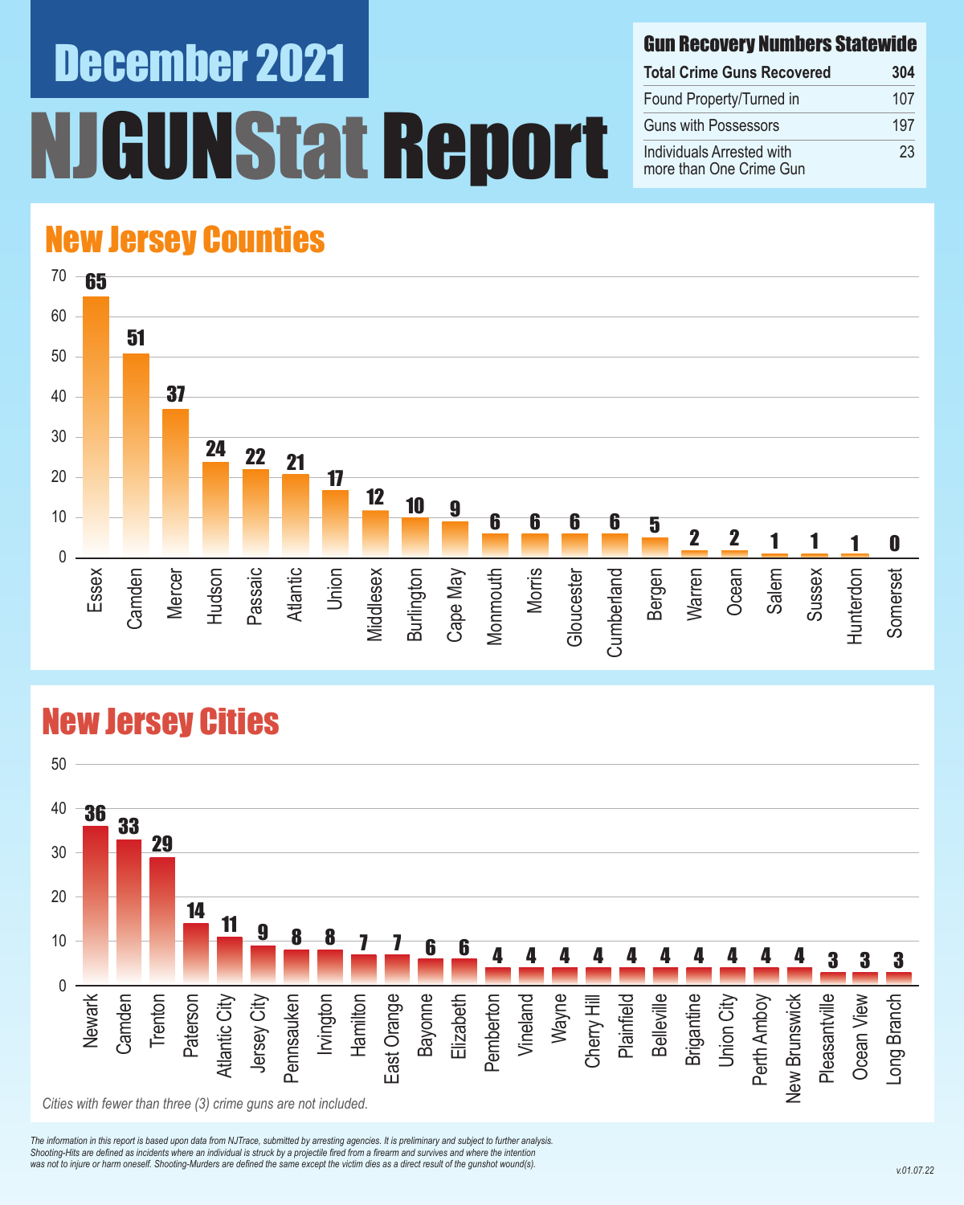# December 2021

# NJGUNStat Report

## Gun Recovery Numbers Statewide

| Gun Recovery Numbers Statewide | |
|---|---|
| Total Crime Guns Recovered | 304 |
| Found Property/Turned in | 107 |
| Guns with Possessors | 197 |
| Individuals Arrested with more than One Crime Gun | 23 |

## New Jersey Counties

| County | Crime Guns |
|---|---|
| Essex | 65 |
| Camden | 51 |
| Mercer | 37 |
| Hudson | 24 |
| Passaic | 22 |
| Atlantic | 21 |
| Union | 17 |
| Middlesex | 12 |
| Burlington | 10 |
| Cape May | 9 |
| Monmouth | 6 |
| Morris | 6 |
| Gloucester | 6 |
| Cumberland | 6 |
| Bergen | 5 |
| Warren | 2 |
| Ocean | 2 |
| Salem | 1 |
| Sussex | 1 |
| Hunterdon | 1 |
| Somerset | 0 |

## New Jersey Cities

| City | Crime Guns |
|---|---|
| Newark | 36 |
| Camden | 33 |
| Trenton | 29 |
| Paterson | 14 |
| Atlantic City | 11 |
| Jersey City | 9 |
| Pennsauken | 8 |
| Irvington | 8 |
| Hamilton | 7 |
| East Orange | 7 |
| Bayonne | 6 |
| Elizabeth | 6 |
| Pemberton | 4 |
| Vineland | 4 |
| Wayne | 4 |
| Cherry Hill | 4 |
| Plainfield | 4 |
| Belleville | 4 |
| Brigantine | 4 |
| Union City | 4 |
| Perth Amboy | 4 |
| New Brunswick | 4 |
| Pleasantville | 3 |
| Ocean View | 3 |
| Long Branch | 3 |

*Cities with fewer than three (3) crime guns are not included.*

*The information in this report is based upon data from NJTrace, submitted by arresting agencies. It is preliminary and subject to further analysis. Shooting-Hits are defined as incidents where an individual is struck by a projectile fired from a firearm and survives and where the intention was not to injure or harm oneself. Shooting-Murders are defined the same except the victim dies as a direct result of the gunshot wound(s).*

v.01.07.22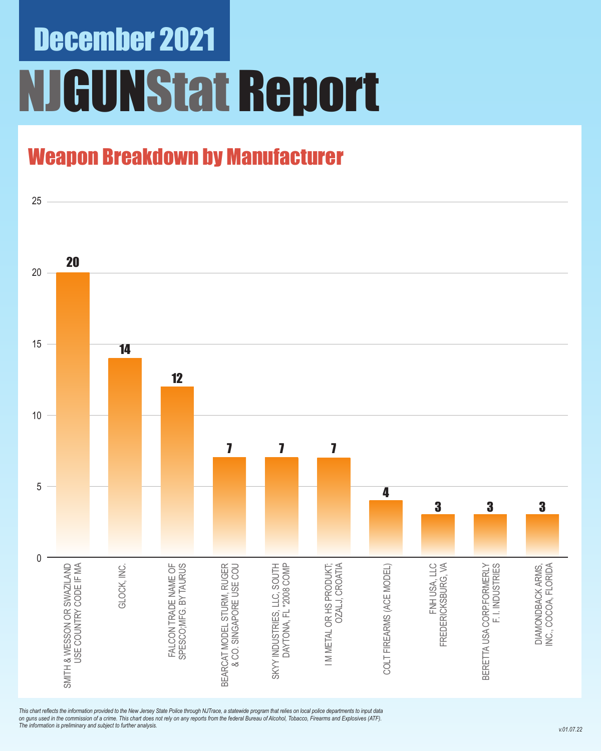# December 2021

# NJGUNStat Report

## Weapon Breakdown by Manufacturer

| Manufacturer | Count |
|---|---|
| SMITH & WESSON OR SWAZILAND USE COUNTRY CODE IF MA | 20 |
| GLOCK, INC. | 14 |
| FALCON TRADE NAME OF SPESCO;MFG. BY TAURUS | 12 |
| BEARCAT MODEL STURM, RUGER & CO. SINGAPORE USE COU | 7 |
| SKYY INDUSTRIES, LLC, SOUTH DAYTONA, FL *2008 COMP | 7 |
| I M METAL OR HS PRODUKT; OZALJ, CROATIA | 7 |
| COLT FIREARMS (ACE MODEL) | 4 |
| FNH USA, LLC FREDERICKSBURG, VA | 3 |
| BERETTA USA CORP.FORMERLY F. I. INDUSTRIES | 3 |
| DIAMONDBACK ARMS, INC., COCOA, FLORIDA | 3 |

*This chart reflects the information provided to the New Jersey State Police through NJTrace, a statewide program that relies on local police departments to input data on guns used in the commission of a crime. This chart does not rely on any reports from the federal Bureau of Alcohol, Tobacco, Firearms and Explosives (ATF). The information is preliminary and subject to further analysis.*

*v.01.07.22*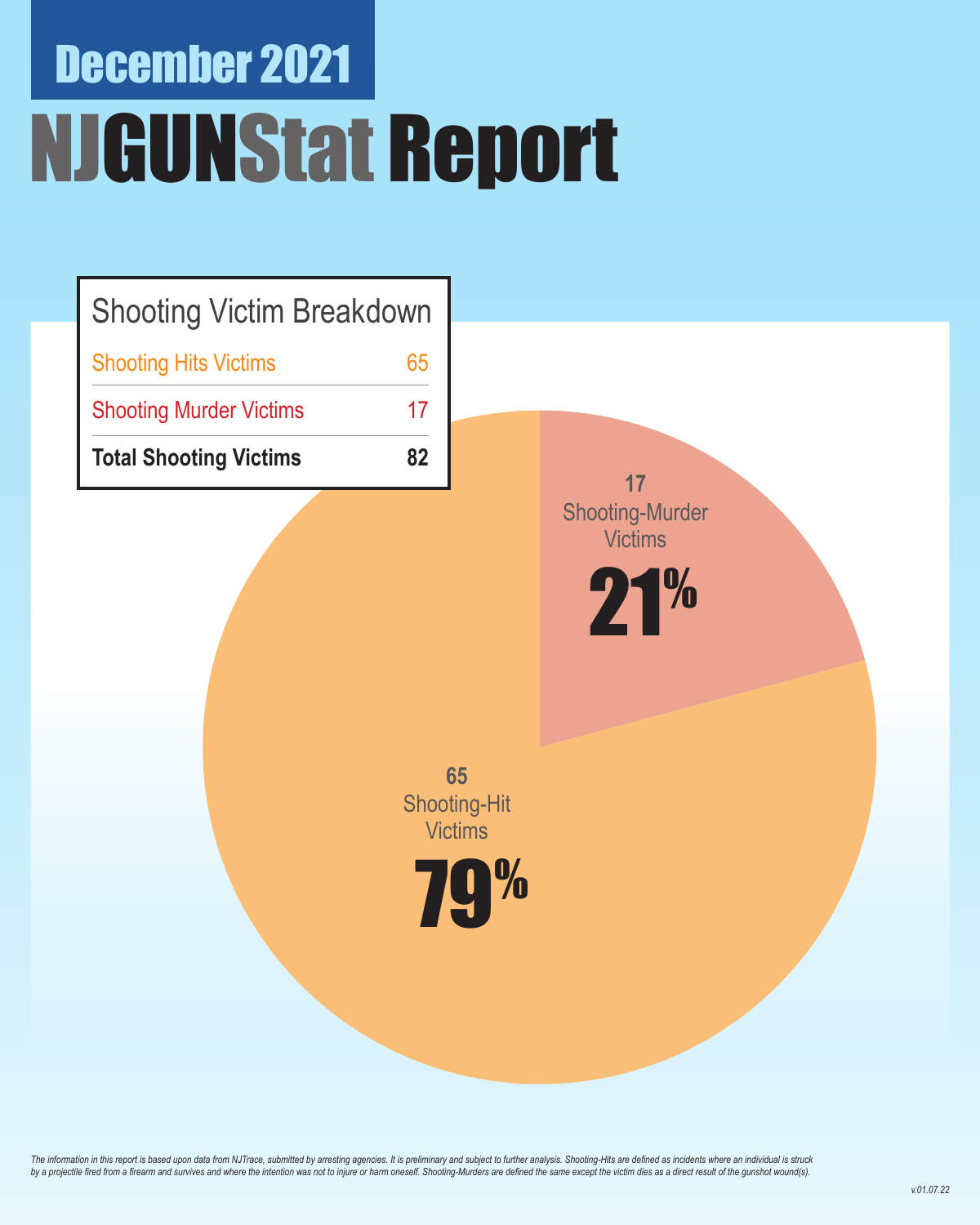December 2021

# NJGUNStat Report

## Shooting Victim Breakdown

| | |
|---|---|
| Shooting Hits Victims | 65 |
| Shooting Murder Victims | 17 |
| **Total Shooting Victims** | **82** |

17
Shooting-Murder Victims
21%

65
Shooting-Hit Victims
79%

*The information in this report is based upon data from NJTrace, submitted by arresting agencies. It is preliminary and subject to further analysis. Shooting-Hits are defined as incidents where an individual is struck by a projectile fired from a firearm and survives and where the intention was not to injure or harm oneself. Shooting-Murders are defined the same except the victim dies as a direct result of the gunshot wound(s).*

v.01.07.22